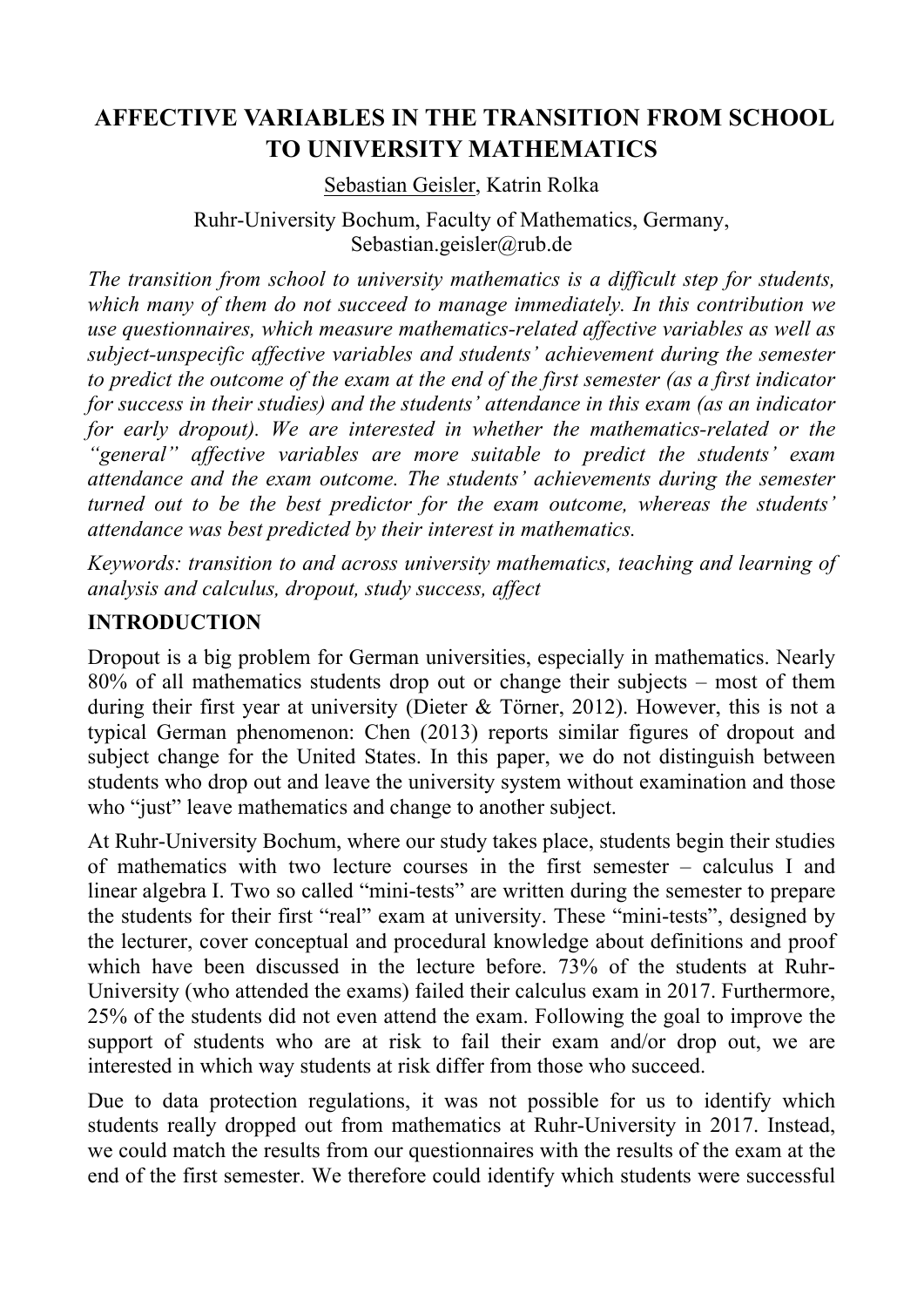# AFFECTIVE VARIABLES IN THE TRANSITION FROM SCHOOL TO UNIVERSITY MATHEMATICS

Sebastian Geisler, Katrin Rolka

Ruhr-University Bochum, Faculty of Mathematics, Germany, Sebastian.geisler@rub.de

*The transition from school to university mathematics is a difficult step for students, which many of them do not succeed to manage immediately. In this contribution we use questionnaires, which measure mathematics-related affective variables as well as subject-unspecific affective variables and students' achievement during the semester to predict the outcome of the exam at the end of the first semester (as a first indicator for success in their studies) and the students' attendance in this exam (as an indicator for early dropout). We are interested in whether the mathematics-related or the "general" affective variables are more suitable to predict the students' exam attendance and the exam outcome. The students' achievements during the semester turned out to be the best predictor for the exam outcome, whereas the students' attendance was best predicted by their interest in mathematics.*

*Keywords: transition to and across university mathematics, teaching and learning of analysis and calculus, dropout, study success, affect*

## INTRODUCTION

Dropout is a big problem for German universities, especially in mathematics. Nearly 80% of all mathematics students drop out or change their subjects – most of them during their first year at university (Dieter & Törner, 2012). However, this is not a typical German phenomenon: Chen (2013) reports similar figures of dropout and subject change for the United States. In this paper, we do not distinguish between students who drop out and leave the university system without examination and those who "just" leave mathematics and change to another subject.

At Ruhr-University Bochum, where our study takes place, students begin their studies of mathematics with two lecture courses in the first semester – calculus I and linear algebra I. Two so called "mini-tests" are written during the semester to prepare the students for their first "real" exam at university. These "mini-tests", designed by the lecturer, cover conceptual and procedural knowledge about definitions and proof which have been discussed in the lecture before. 73% of the students at Ruhr-University (who attended the exams) failed their calculus exam in 2017. Furthermore, 25% of the students did not even attend the exam. Following the goal to improve the support of students who are at risk to fail their exam and/or drop out, we are interested in which way students at risk differ from those who succeed.

Due to data protection regulations, it was not possible for us to identify which students really dropped out from mathematics at Ruhr-University in 2017. Instead, we could match the results from our questionnaires with the results of the exam at the end of the first semester. We therefore could identify which students were successful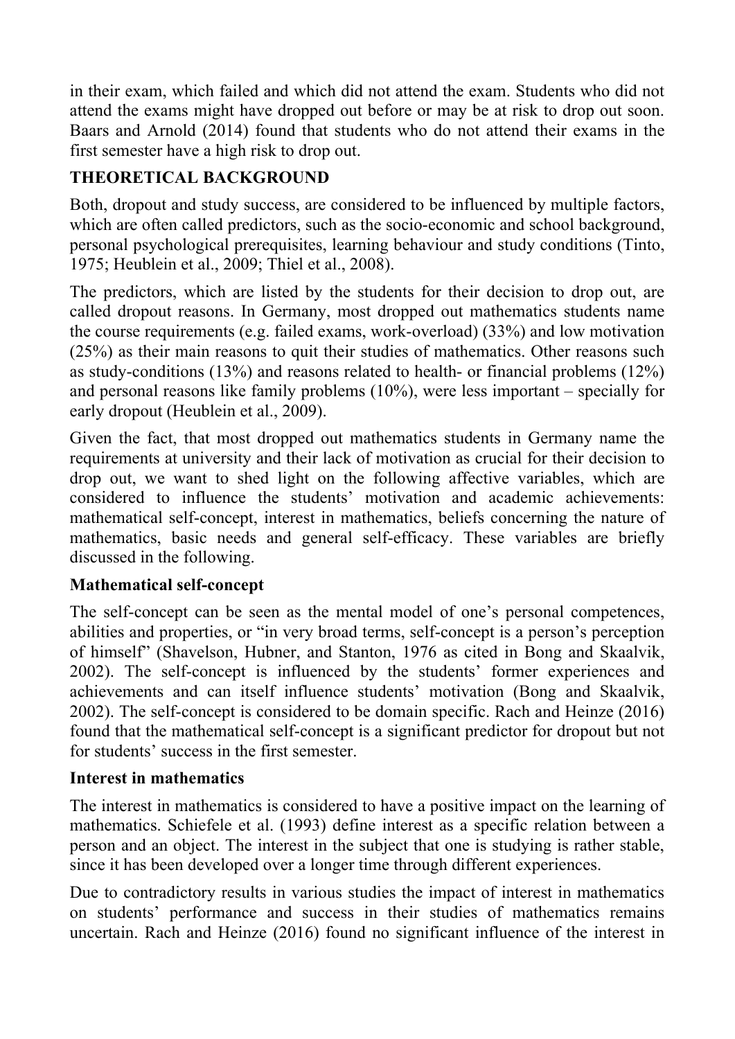in their exam, which failed and which did not attend the exam. Students who did not attend the exams might have dropped out before or may be at risk to drop out soon. Baars and Arnold (2014) found that students who do not attend their exams in the first semester have a high risk to drop out.

## THEORETICAL BACKGROUND

Both, dropout and study success, are considered to be influenced by multiple factors, which are often called predictors, such as the socio-economic and school background, personal psychological prerequisites, learning behaviour and study conditions (Tinto, 1975; Heublein et al., 2009; Thiel et al., 2008).

The predictors, which are listed by the students for their decision to drop out, are called dropout reasons. In Germany, most dropped out mathematics students name the course requirements (e.g. failed exams, work-overload) (33%) and low motivation (25%) as their main reasons to quit their studies of mathematics. Other reasons such as study-conditions (13%) and reasons related to health- or financial problems (12%) and personal reasons like family problems (10%), were less important – specially for early dropout (Heublein et al., 2009).

Given the fact, that most dropped out mathematics students in Germany name the requirements at university and their lack of motivation as crucial for their decision to drop out, we want to shed light on the following affective variables, which are considered to influence the students' motivation and academic achievements: mathematical self-concept, interest in mathematics, beliefs concerning the nature of mathematics, basic needs and general self-efficacy. These variables are briefly discussed in the following.

### Mathematical self-concept

The self-concept can be seen as the mental model of one's personal competences, abilities and properties, or "in very broad terms, self-concept is a person's perception of himself" (Shavelson, Hubner, and Stanton, 1976 as cited in Bong and Skaalvik, 2002). The self-concept is influenced by the students' former experiences and achievements and can itself influence students' motivation (Bong and Skaalvik, 2002). The self-concept is considered to be domain specific. Rach and Heinze (2016) found that the mathematical self-concept is a significant predictor for dropout but not for students' success in the first semester.

### Interest in mathematics

The interest in mathematics is considered to have a positive impact on the learning of mathematics. Schiefele et al. (1993) define interest as a specific relation between a person and an object. The interest in the subject that one is studying is rather stable, since it has been developed over a longer time through different experiences.

Due to contradictory results in various studies the impact of interest in mathematics on students' performance and success in their studies of mathematics remains uncertain. Rach and Heinze (2016) found no significant influence of the interest in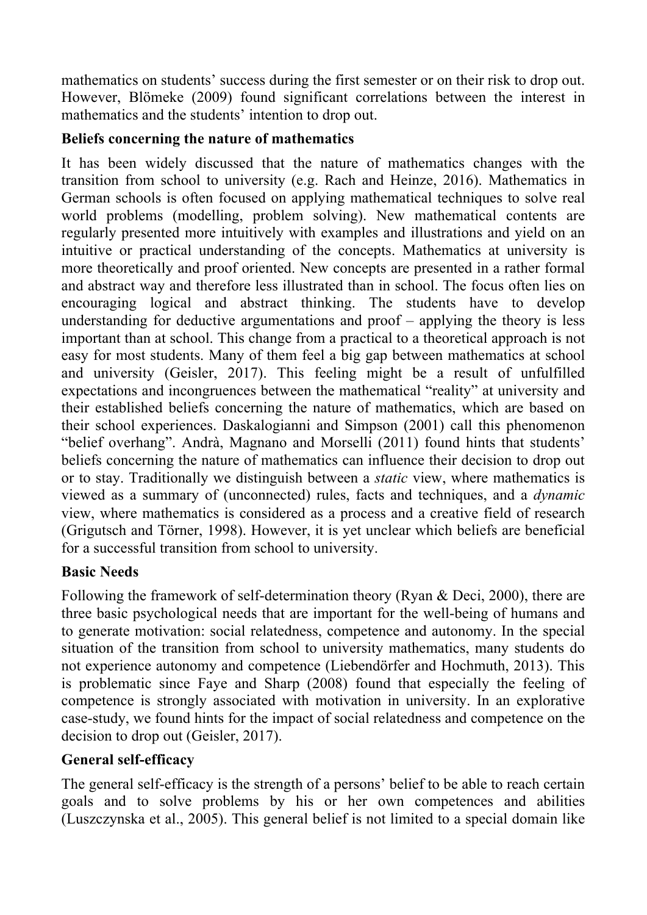mathematics on students' success during the first semester or on their risk to drop out. However, Blömeke (2009) found significant correlations between the interest in mathematics and the students' intention to drop out.

**Beliefs concerning the nature of mathematics**

It has been widely discussed that the nature of mathematics changes with the transition from school to university (e.g. Rach and Heinze, 2016). Mathematics in German schools is often focused on applying mathematical techniques to solve real world problems (modelling, problem solving). New mathematical contents are regularly presented more intuitively with examples and illustrations and yield on an intuitive or practical understanding of the concepts. Mathematics at university is more theoretically and proof oriented. New concepts are presented in a rather formal and abstract way and therefore less illustrated than in school. The focus often lies on encouraging logical and abstract thinking. The students have to develop understanding for deductive argumentations and proof – applying the theory is less important than at school. This change from a practical to a theoretical approach is not easy for most students. Many of them feel a big gap between mathematics at school and university (Geisler, 2017). This feeling might be a result of unfulfilled expectations and incongruences between the mathematical "reality" at university and their established beliefs concerning the nature of mathematics, which are based on their school experiences. Daskalogianni and Simpson (2001) call this phenomenon "belief overhang". Andrà, Magnano and Morselli (2011) found hints that students' beliefs concerning the nature of mathematics can influence their decision to drop out or to stay. Traditionally we distinguish between a *static* view, where mathematics is viewed as a summary of (unconnected) rules, facts and techniques, and a *dynamic* view, where mathematics is considered as a process and a creative field of research (Grigutsch and Törner, 1998). However, it is yet unclear which beliefs are beneficial for a successful transition from school to university.

**Basic Needs**

Following the framework of self-determination theory (Ryan & Deci, 2000), there are three basic psychological needs that are important for the well-being of humans and to generate motivation: social relatedness, competence and autonomy. In the special situation of the transition from school to university mathematics, many students do not experience autonomy and competence (Liebendörfer and Hochmuth, 2013). This is problematic since Faye and Sharp (2008) found that especially the feeling of competence is strongly associated with motivation in university. In an explorative case-study, we found hints for the impact of social relatedness and competence on the decision to drop out (Geisler, 2017).

**General self-efficacy**

The general self-efficacy is the strength of a persons' belief to be able to reach certain goals and to solve problems by his or her own competences and abilities (Luszczynska et al., 2005). This general belief is not limited to a special domain like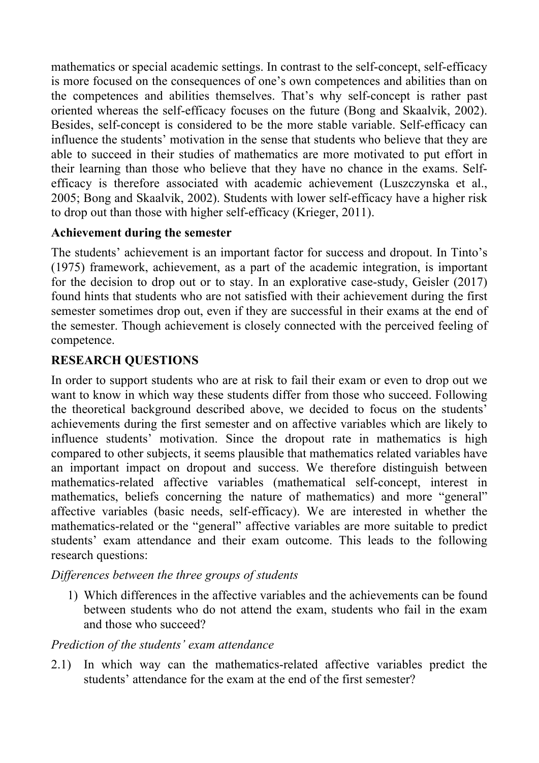mathematics or special academic settings. In contrast to the self-concept, self-efficacy is more focused on the consequences of one's own competences and abilities than on the competences and abilities themselves. That's why self-concept is rather past oriented whereas the self-efficacy focuses on the future (Bong and Skaalvik, 2002). Besides, self-concept is considered to be the more stable variable. Self-efficacy can influence the students' motivation in the sense that students who believe that they are able to succeed in their studies of mathematics are more motivated to put effort in their learning than those who believe that they have no chance in the exams. Self-efficacy is therefore associated with academic achievement (Luszczynska et al., 2005; Bong and Skaalvik, 2002). Students with lower self-efficacy have a higher risk to drop out than those with higher self-efficacy (Krieger, 2011).

### Achievement during the semester

The students' achievement is an important factor for success and dropout. In Tinto's (1975) framework, achievement, as a part of the academic integration, is important for the decision to drop out or to stay. In an explorative case-study, Geisler (2017) found hints that students who are not satisfied with their achievement during the first semester sometimes drop out, even if they are successful in their exams at the end of the semester. Though achievement is closely connected with the perceived feeling of competence.

## RESEARCH QUESTIONS

In order to support students who are at risk to fail their exam or even to drop out we want to know in which way these students differ from those who succeed. Following the theoretical background described above, we decided to focus on the students' achievements during the first semester and on affective variables which are likely to influence students' motivation. Since the dropout rate in mathematics is high compared to other subjects, it seems plausible that mathematics related variables have an important impact on dropout and success. We therefore distinguish between mathematics-related affective variables (mathematical self-concept, interest in mathematics, beliefs concerning the nature of mathematics) and more "general" affective variables (basic needs, self-efficacy). We are interested in whether the mathematics-related or the "general" affective variables are more suitable to predict students' exam attendance and their exam outcome. This leads to the following research questions:

*Differences between the three groups of students*

1) Which differences in the affective variables and the achievements can be found between students who do not attend the exam, students who fail in the exam and those who succeed?

*Prediction of the students' exam attendance*

2.1) In which way can the mathematics-related affective variables predict the students' attendance for the exam at the end of the first semester?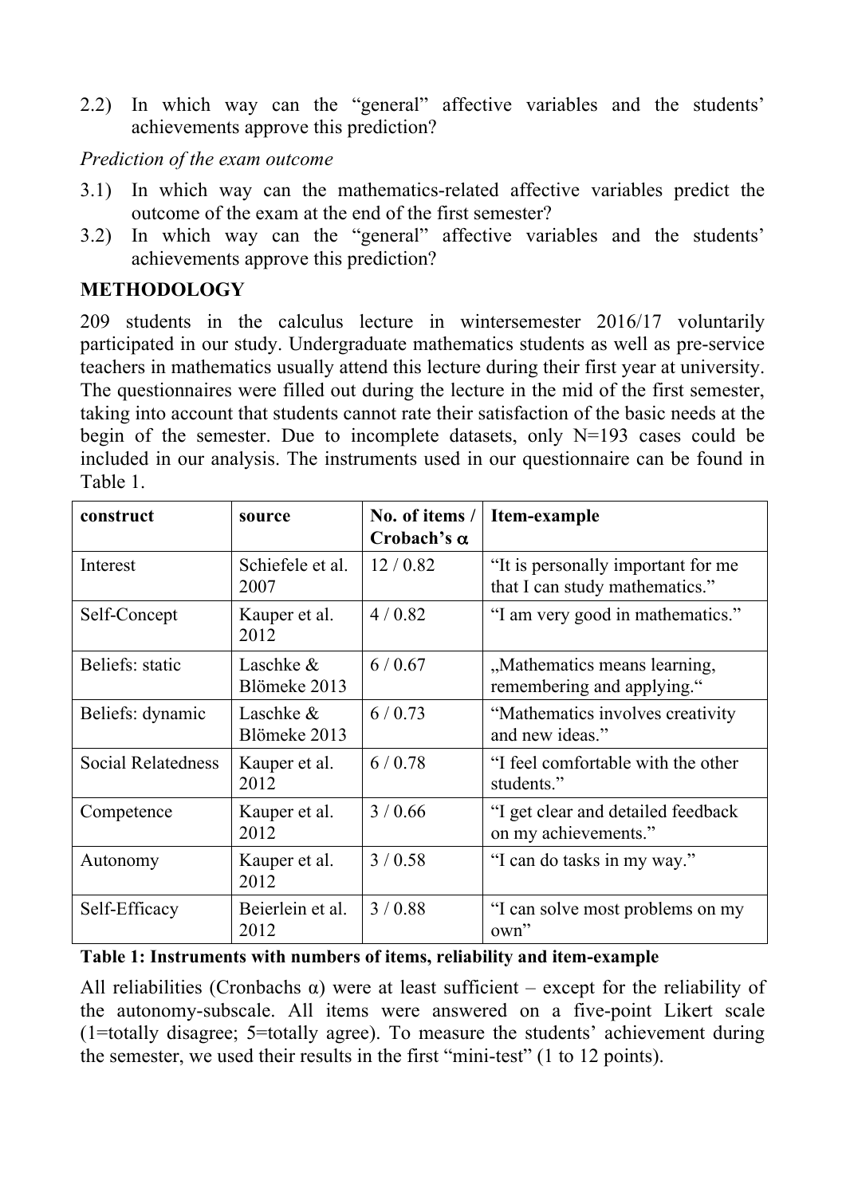2.2) In which way can the "general" affective variables and the students' achievements approve this prediction?

*Prediction of the exam outcome*

3.1) In which way can the mathematics-related affective variables predict the outcome of the exam at the end of the first semester?

3.2) In which way can the "general" affective variables and the students' achievements approve this prediction?

## METHODOLOGY

209 students in the calculus lecture in wintersemester 2016/17 voluntarily participated in our study. Undergraduate mathematics students as well as pre-service teachers in mathematics usually attend this lecture during their first year at university. The questionnaires were filled out during the lecture in the mid of the first semester, taking into account that students cannot rate their satisfaction of the basic needs at the begin of the semester. Due to incomplete datasets, only N=193 cases could be included in our analysis. The instruments used in our questionnaire can be found in Table 1.

| construct | source | No. of items / Crobach's $\alpha$ | Item-example |
|---|---|---|---|
| Interest | Schiefele et al. 2007 | 12 / 0.82 | "It is personally important for me that I can study mathematics." |
| Self-Concept | Kauper et al. 2012 | 4 / 0.82 | "I am very good in mathematics." |
| Beliefs: static | Laschke & Blömeke 2013 | 6 / 0.67 | „Mathematics means learning, remembering and applying." |
| Beliefs: dynamic | Laschke & Blömeke 2013 | 6 / 0.73 | "Mathematics involves creativity and new ideas." |
| Social Relatedness | Kauper et al. 2012 | 6 / 0.78 | "I feel comfortable with the other students." |
| Competence | Kauper et al. 2012 | 3 / 0.66 | "I get clear and detailed feedback on my achievements." |
| Autonomy | Kauper et al. 2012 | 3 / 0.58 | "I can do tasks in my way." |
| Self-Efficacy | Beierlein et al. 2012 | 3 / 0.88 | "I can solve most problems on my own" |

**Table 1: Instruments with numbers of items, reliability and item-example**

All reliabilities (Cronbachs α) were at least sufficient – except for the reliability of the autonomy-subscale. All items were answered on a five-point Likert scale (1=totally disagree; 5=totally agree). To measure the students' achievement during the semester, we used their results in the first "mini-test" (1 to 12 points).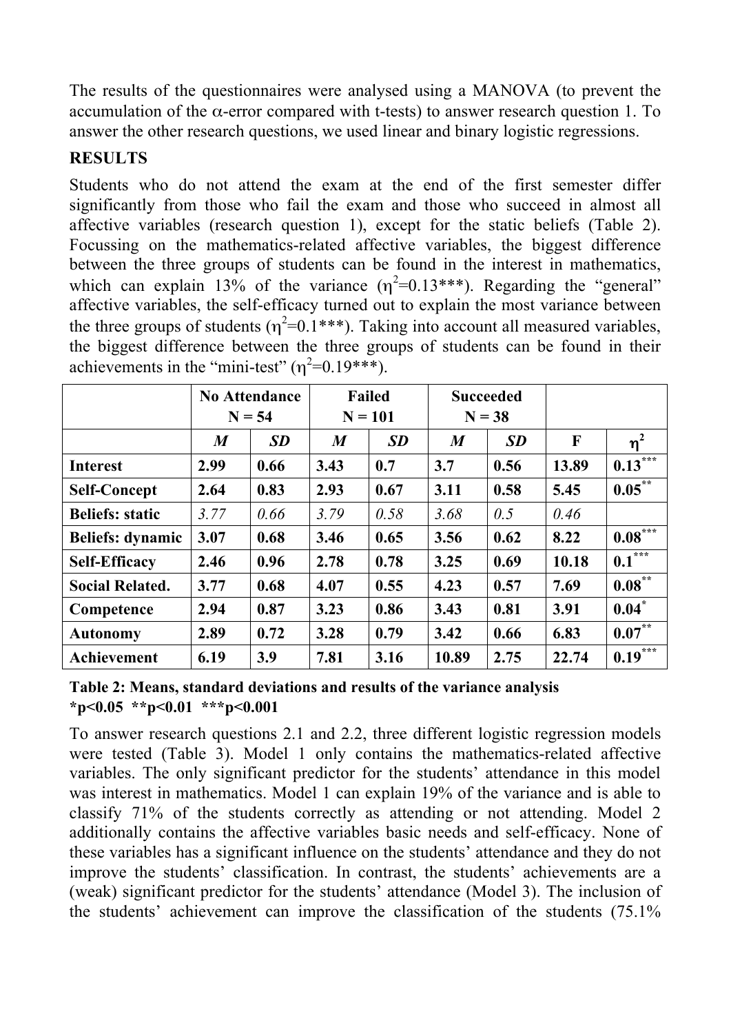The results of the questionnaires were analysed using a MANOVA (to prevent the accumulation of the $\alpha$-error compared with t-tests) to answer research question 1. To answer the other research questions, we used linear and binary logistic regressions.

## RESULTS

Students who do not attend the exam at the end of the first semester differ significantly from those who fail the exam and those who succeed in almost all affective variables (research question 1), except for the static beliefs (Table 2). Focussing on the mathematics-related affective variables, the biggest difference between the three groups of students can be found in the interest in mathematics, which can explain 13% of the variance ($\eta^2$=0.13***). Regarding the "general" affective variables, the self-efficacy turned out to explain the most variance between the three groups of students ($\eta^2$=0.1***). Taking into account all measured variables, the biggest difference between the three groups of students can be found in their achievements in the "mini-test" ($\eta^2$=0.19***).

| | **No Attendance N = 54** | | **Failed N = 101** | | **Succeeded N = 38** | | | |
|---|---|---|---|---|---|---|---|---|
| | ***M*** | ***SD*** | ***M*** | ***SD*** | ***M*** | ***SD*** | **F** | $\eta^2$ |
| **Interest** | **2.99** | **0.66** | **3.43** | **0.7** | **3.7** | **0.56** | **13.89** | **0.13*****|
| **Self-Concept** | **2.64** | **0.83** | **2.93** | **0.67** | **3.11** | **0.58** | **5.45** | **0.05**** |
| **Beliefs: static** | *3.77* | *0.66* | *3.79* | *0.58* | *3.68* | *0.5* | *0.46* | |
| **Beliefs: dynamic** | **3.07** | **0.68** | **3.46** | **0.65** | **3.56** | **0.62** | **8.22** | **0.08***** |
| **Self-Efficacy** | **2.46** | **0.96** | **2.78** | **0.78** | **3.25** | **0.69** | **10.18** | **0.1***** |
| **Social Related.** | **3.77** | **0.68** | **4.07** | **0.55** | **4.23** | **0.57** | **7.69** | **0.08**** |
| **Competence** | **2.94** | **0.87** | **3.23** | **0.86** | **3.43** | **0.81** | **3.91** | **0.04*** |
| **Autonomy** | **2.89** | **0.72** | **3.28** | **0.79** | **3.42** | **0.66** | **6.83** | **0.07**** |
| **Achievement** | **6.19** | **3.9** | **7.81** | **3.16** | **10.89** | **2.75** | **22.74** | **0.19***** |

**Table 2: Means, standard deviations and results of the variance analysis**
**\*p<0.05 \*\*p<0.01 \*\*\*p<0.001**

To answer research questions 2.1 and 2.2, three different logistic regression models were tested (Table 3). Model 1 only contains the mathematics-related affective variables. The only significant predictor for the students' attendance in this model was interest in mathematics. Model 1 can explain 19% of the variance and is able to classify 71% of the students correctly as attending or not attending. Model 2 additionally contains the affective variables basic needs and self-efficacy. None of these variables has a significant influence on the students' attendance and they do not improve the students' classification. In contrast, the students' achievements are a (weak) significant predictor for the students' attendance (Model 3). The inclusion of the students' achievement can improve the classification of the students (75.1%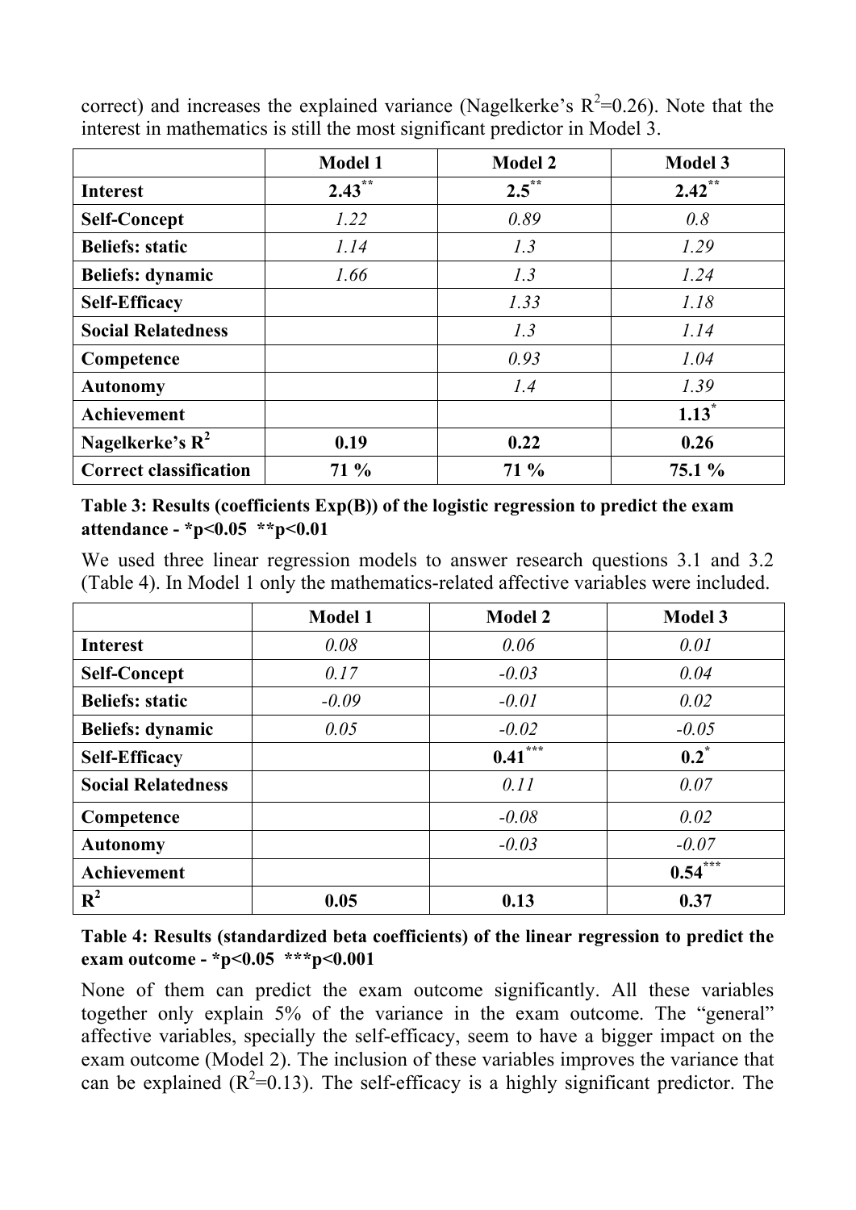correct) and increases the explained variance (Nagelkerke's $R^2$=0.26). Note that the interest in mathematics is still the most significant predictor in Model 3.

| | Model 1 | Model 2 | Model 3 |
|---|---|---|---|
| **Interest** | **2.43**$^{**}$ | **2.5**$^{**}$ | **2.42**$^{**}$ |
| **Self-Concept** | *1.22* | *0.89* | *0.8* |
| **Beliefs: static** | *1.14* | *1.3* | *1.29* |
| **Beliefs: dynamic** | *1.66* | *1.3* | *1.24* |
| **Self-Efficacy** | | *1.33* | *1.18* |
| **Social Relatedness** | | *1.3* | *1.14* |
| **Competence** | | *0.93* | *1.04* |
| **Autonomy** | | *1.4* | *1.39* |
| **Achievement** | | | **1.13**$^{*}$ |
| **Nagelkerke's $R^2$** | **0.19** | **0.22** | **0.26** |
| **Correct classification** | **71 %** | **71 %** | **75.1 %** |

**Table 3: Results (coefficients Exp(B)) of the logistic regression to predict the exam attendance - *p<0.05 **p<0.01**

We used three linear regression models to answer research questions 3.1 and 3.2 (Table 4). In Model 1 only the mathematics-related affective variables were included.

| | Model 1 | Model 2 | Model 3 |
|---|---|---|---|
| **Interest** | *0.08* | *0.06* | *0.01* |
| **Self-Concept** | *0.17* | *-0.03* | *0.04* |
| **Beliefs: static** | *-0.09* | *-0.01* | *0.02* |
| **Beliefs: dynamic** | *0.05* | *-0.02* | *-0.05* |
| **Self-Efficacy** | | **0.41**$^{***}$ | **0.2**$^{*}$ |
| **Social Relatedness** | | *0.11* | *0.07* |
| **Competence** | | *-0.08* | *0.02* |
| **Autonomy** | | *-0.03* | *-0.07* |
| **Achievement** | | | **0.54**$^{***}$ |
| **$R^2$** | **0.05** | **0.13** | **0.37** |

**Table 4: Results (standardized beta coefficients) of the linear regression to predict the exam outcome - *p<0.05 ***p<0.001**

None of them can predict the exam outcome significantly. All these variables together only explain 5% of the variance in the exam outcome. The "general" affective variables, specially the self-efficacy, seem to have a bigger impact on the exam outcome (Model 2). The inclusion of these variables improves the variance that can be explained ($R^2$=0.13). The self-efficacy is a highly significant predictor. The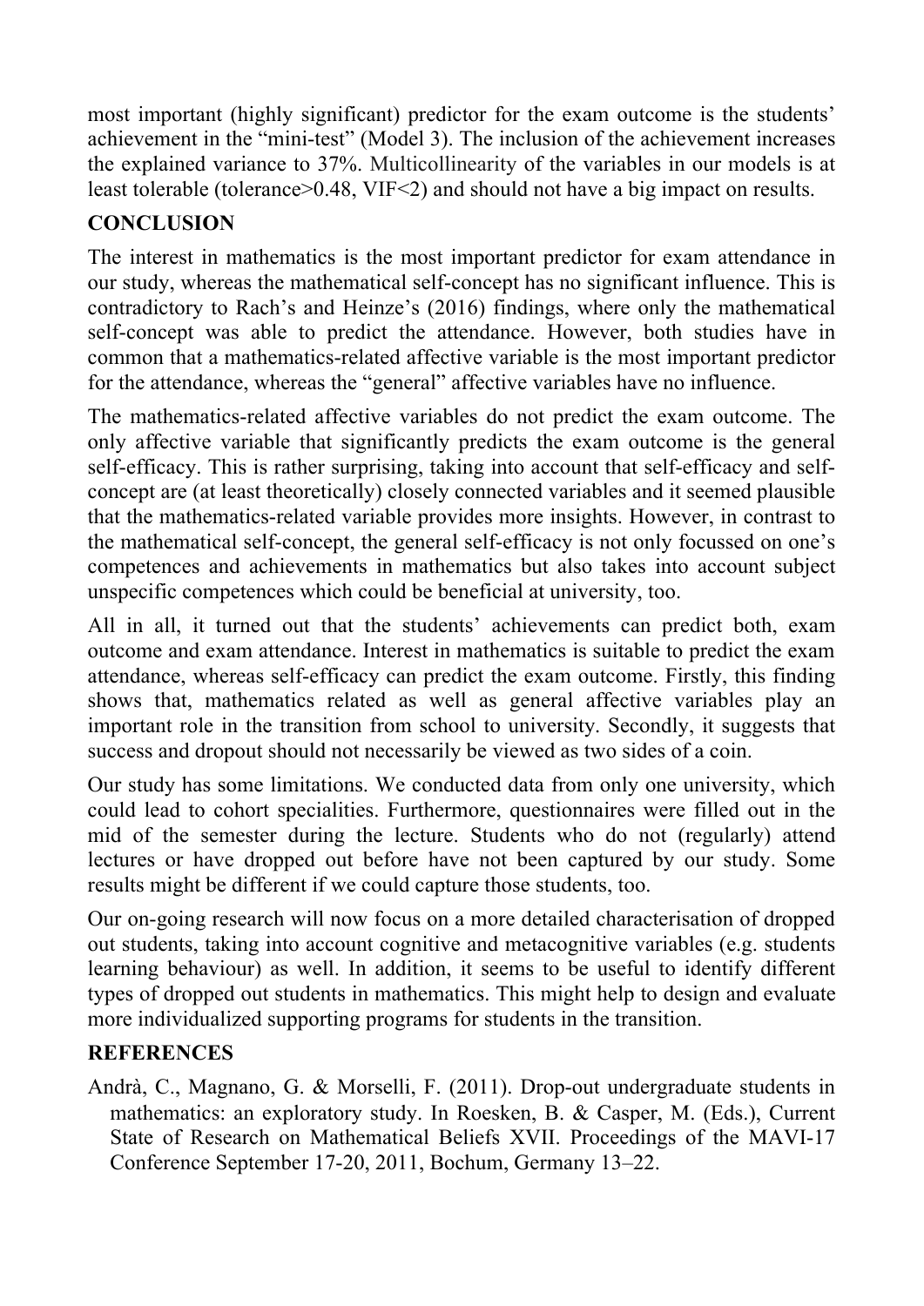most important (highly significant) predictor for the exam outcome is the students' achievement in the "mini-test" (Model 3). The inclusion of the achievement increases the explained variance to 37%. Multicollinearity of the variables in our models is at least tolerable (tolerance>0.48, VIF<2) and should not have a big impact on results.

## CONCLUSION

The interest in mathematics is the most important predictor for exam attendance in our study, whereas the mathematical self-concept has no significant influence. This is contradictory to Rach's and Heinze's (2016) findings, where only the mathematical self-concept was able to predict the attendance. However, both studies have in common that a mathematics-related affective variable is the most important predictor for the attendance, whereas the "general" affective variables have no influence.

The mathematics-related affective variables do not predict the exam outcome. The only affective variable that significantly predicts the exam outcome is the general self-efficacy. This is rather surprising, taking into account that self-efficacy and self-concept are (at least theoretically) closely connected variables and it seemed plausible that the mathematics-related variable provides more insights. However, in contrast to the mathematical self-concept, the general self-efficacy is not only focussed on one's competences and achievements in mathematics but also takes into account subject unspecific competences which could be beneficial at university, too.

All in all, it turned out that the students' achievements can predict both, exam outcome and exam attendance. Interest in mathematics is suitable to predict the exam attendance, whereas self-efficacy can predict the exam outcome. Firstly, this finding shows that, mathematics related as well as general affective variables play an important role in the transition from school to university. Secondly, it suggests that success and dropout should not necessarily be viewed as two sides of a coin.

Our study has some limitations. We conducted data from only one university, which could lead to cohort specialities. Furthermore, questionnaires were filled out in the mid of the semester during the lecture. Students who do not (regularly) attend lectures or have dropped out before have not been captured by our study. Some results might be different if we could capture those students, too.

Our on-going research will now focus on a more detailed characterisation of dropped out students, taking into account cognitive and metacognitive variables (e.g. students learning behaviour) as well. In addition, it seems to be useful to identify different types of dropped out students in mathematics. This might help to design and evaluate more individualized supporting programs for students in the transition.

## REFERENCES

Andrà, C., Magnano, G. & Morselli, F. (2011). Drop-out undergraduate students in mathematics: an exploratory study. In Roesken, B. & Casper, M. (Eds.), Current State of Research on Mathematical Beliefs XVII. Proceedings of the MAVI-17 Conference September 17-20, 2011, Bochum, Germany 13–22.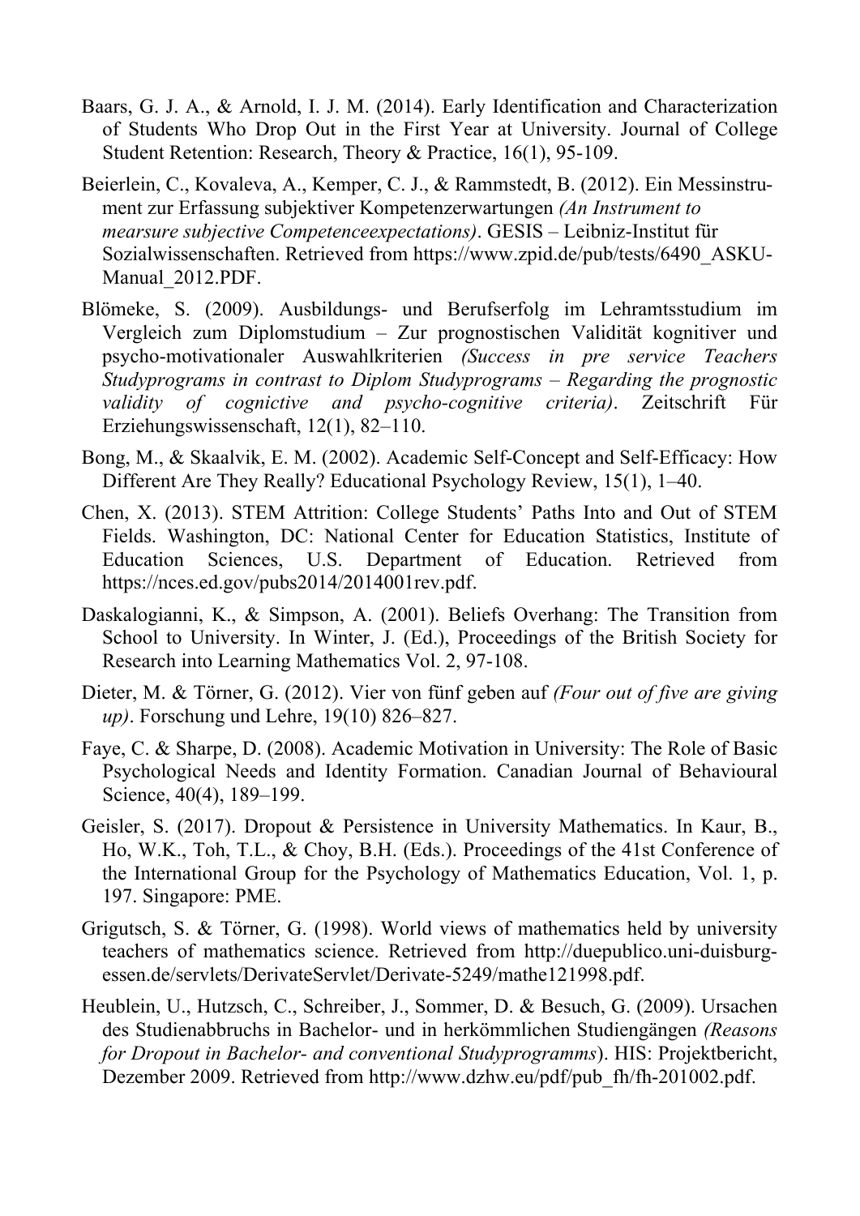Baars, G. J. A., & Arnold, I. J. M. (2014). Early Identification and Characterization of Students Who Drop Out in the First Year at University. Journal of College Student Retention: Research, Theory & Practice, 16(1), 95-109.

Beierlein, C., Kovaleva, A., Kemper, C. J., & Rammstedt, B. (2012). Ein Messinstrument zur Erfassung subjektiver Kompetenzerwartungen *(An Instrument to mearsure subjective Competenceexpectations)*. GESIS – Leibniz-Institut für Sozialwissenschaften. Retrieved from https://www.zpid.de/pub/tests/6490_ASKU-Manual_2012.PDF.

Blömeke, S. (2009). Ausbildungs- und Berufserfolg im Lehramtsstudium im Vergleich zum Diplomstudium – Zur prognostischen Validität kognitiver und psycho-motivationaler Auswahlkriterien *(Success in pre service Teachers Studyprograms in contrast to Diplom Studyprograms – Regarding the prognostic validity of cognictive and psycho-cognitive criteria)*. Zeitschrift Für Erziehungswissenschaft, 12(1), 82–110.

Bong, M., & Skaalvik, E. M. (2002). Academic Self-Concept and Self-Efficacy: How Different Are They Really? Educational Psychology Review, 15(1), 1–40.

Chen, X. (2013). STEM Attrition: College Students' Paths Into and Out of STEM Fields. Washington, DC: National Center for Education Statistics, Institute of Education Sciences, U.S. Department of Education. Retrieved from https://nces.ed.gov/pubs2014/2014001rev.pdf.

Daskalogianni, K., & Simpson, A. (2001). Beliefs Overhang: The Transition from School to University. In Winter, J. (Ed.), Proceedings of the British Society for Research into Learning Mathematics Vol. 2, 97-108.

Dieter, M. & Törner, G. (2012). Vier von fünf geben auf *(Four out of five are giving up)*. Forschung und Lehre, 19(10) 826–827.

Faye, C. & Sharpe, D. (2008). Academic Motivation in University: The Role of Basic Psychological Needs and Identity Formation. Canadian Journal of Behavioural Science, 40(4), 189–199.

Geisler, S. (2017). Dropout & Persistence in University Mathematics. In Kaur, B., Ho, W.K., Toh, T.L., & Choy, B.H. (Eds.). Proceedings of the 41st Conference of the International Group for the Psychology of Mathematics Education, Vol. 1, p. 197. Singapore: PME.

Grigutsch, S. & Törner, G. (1998). World views of mathematics held by university teachers of mathematics science. Retrieved from http://duepublico.uni-duisburg-essen.de/servlets/DerivateServlet/Derivate-5249/mathe121998.pdf.

Heublein, U., Hutzsch, C., Schreiber, J., Sommer, D. & Besuch, G. (2009). Ursachen des Studienabbruchs in Bachelor- und in herkömmlichen Studiengängen *(Reasons for Dropout in Bachelor- and conventional Studyprogramms)*. HIS: Projektbericht, Dezember 2009. Retrieved from http://www.dzhw.eu/pdf/pub_fh/fh-201002.pdf.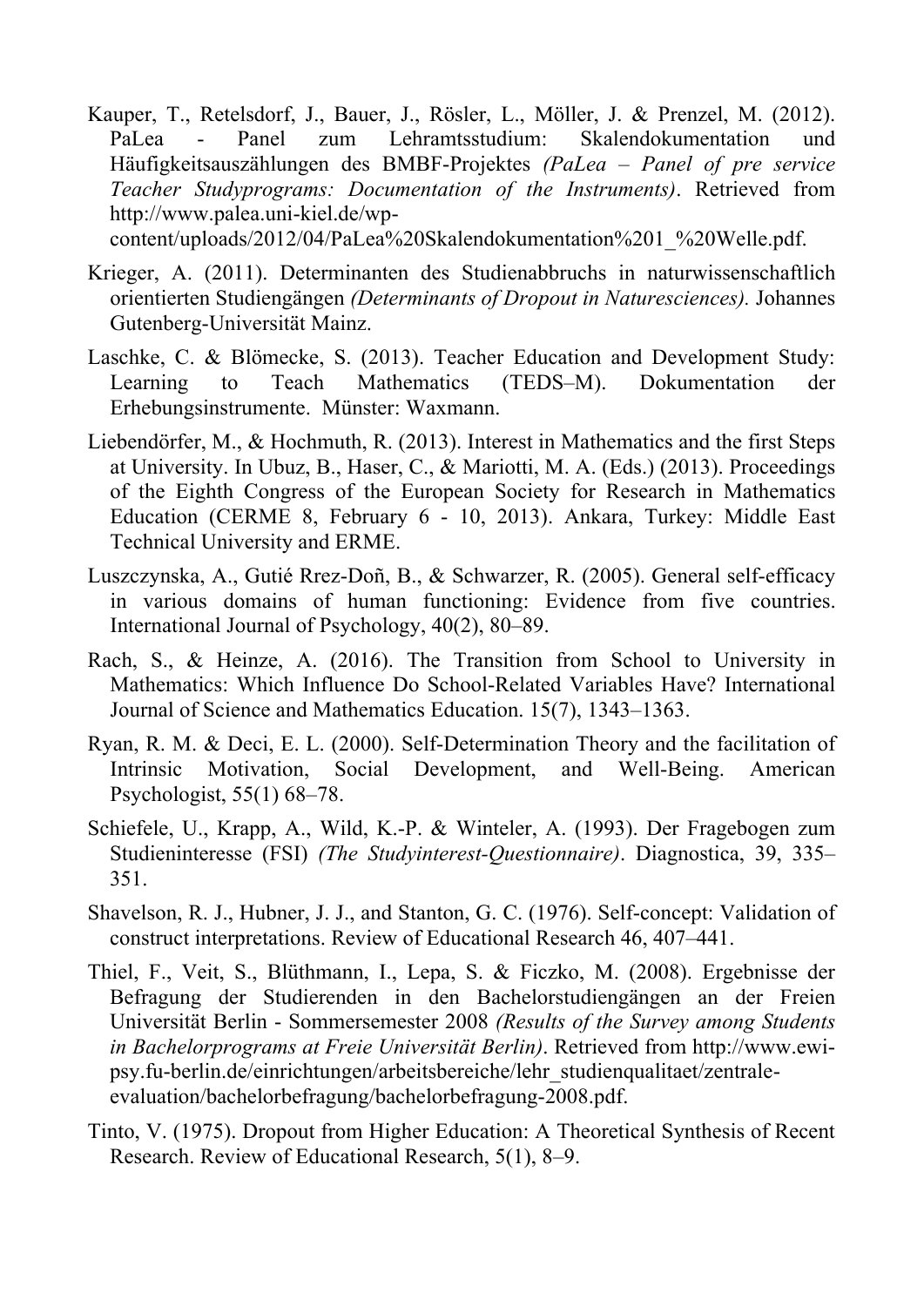Kauper, T., Retelsdorf, J., Bauer, J., Rösler, L., Möller, J. & Prenzel, M. (2012). PaLea - Panel zum Lehramtsstudium: Skalendokumentation und Häufigkeitsauszählungen des BMBF-Projektes *(PaLea – Panel of pre service Teacher Studyprograms: Documentation of the Instruments)*. Retrieved from http://www.palea.uni-kiel.de/wp-content/uploads/2012/04/PaLea%20Skalendokumentation%201_%20Welle.pdf.

Krieger, A. (2011). Determinanten des Studienabbruchs in naturwissenschaftlich orientierten Studiengängen *(Determinants of Dropout in Naturesciences).* Johannes Gutenberg-Universität Mainz.

Laschke, C. & Blömecke, S. (2013). Teacher Education and Development Study: Learning to Teach Mathematics (TEDS–M). Dokumentation der Erhebungsinstrumente. Münster: Waxmann.

Liebendörfer, M., & Hochmuth, R. (2013). Interest in Mathematics and the first Steps at University. In Ubuz, B., Haser, C., & Mariotti, M. A. (Eds.) (2013). Proceedings of the Eighth Congress of the European Society for Research in Mathematics Education (CERME 8, February 6 - 10, 2013). Ankara, Turkey: Middle East Technical University and ERME.

Luszczynska, A., Gutié Rrez-Doñ, B., & Schwarzer, R. (2005). General self-efficacy in various domains of human functioning: Evidence from five countries. International Journal of Psychology, 40(2), 80–89.

Rach, S., & Heinze, A. (2016). The Transition from School to University in Mathematics: Which Influence Do School-Related Variables Have? International Journal of Science and Mathematics Education. 15(7), 1343–1363.

Ryan, R. M. & Deci, E. L. (2000). Self-Determination Theory and the facilitation of Intrinsic Motivation, Social Development, and Well-Being. American Psychologist, 55(1) 68–78.

Schiefele, U., Krapp, A., Wild, K.-P. & Winteler, A. (1993). Der Fragebogen zum Studieninteresse (FSI) *(The Studyinterest-Questionnaire)*. Diagnostica, 39, 335–351.

Shavelson, R. J., Hubner, J. J., and Stanton, G. C. (1976). Self-concept: Validation of construct interpretations. Review of Educational Research 46, 407–441.

Thiel, F., Veit, S., Blüthmann, I., Lepa, S. & Ficzko, M. (2008). Ergebnisse der Befragung der Studierenden in den Bachelorstudiengängen an der Freien Universität Berlin - Sommersemester 2008 *(Results of the Survey among Students in Bachelorprograms at Freie Universität Berlin)*. Retrieved from http://www.ewi-psy.fu-berlin.de/einrichtungen/arbeitsbereiche/lehr_studienqualitaet/zentrale-evaluation/bachelorbefragung/bachelorbefragung-2008.pdf.

Tinto, V. (1975). Dropout from Higher Education: A Theoretical Synthesis of Recent Research. Review of Educational Research, 5(1), 8–9.